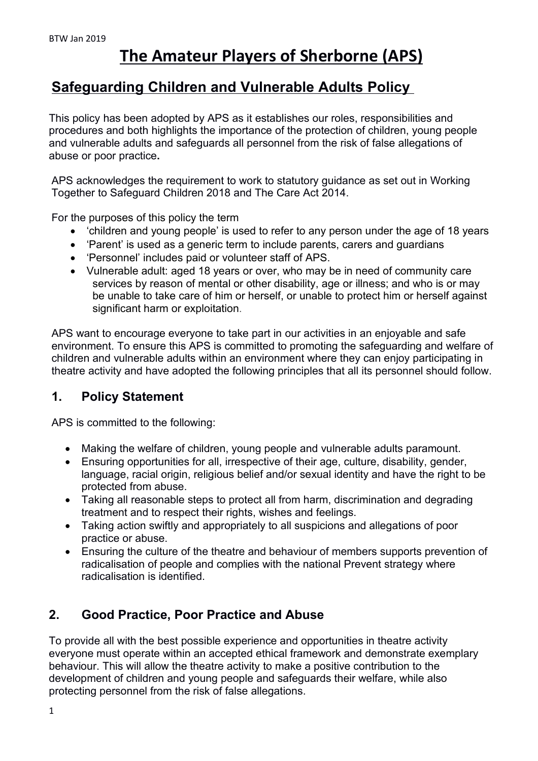BTW Jan 2019

# The Amateur Players of Sherborne (APS)

## Safeguarding Children and Vulnerable Adults Policy

This policy has been adopted by APS as it establishes our roles, responsibilities and procedures and both highlights the importance of the protection of children, young people and vulnerable adults and safeguards all personnel from the risk of false allegations of abuse or poor practice**.**

APS acknowledges the requirement to work to statutory guidance as set out in Working Together to Safeguard Children 2018 and The Care Act 2014.

For the purposes of this policy the term

- 'children and young people' is used to refer to any person under the age of 18 years
- 'Parent' is used as a generic term to include parents, carers and guardians
- 'Personnel' includes paid or volunteer staff of APS.
- Vulnerable adult: aged 18 years or over, who may be in need of community care services by reason of mental or other disability, age or illness; and who is or may be unable to take care of him or herself, or unable to protect him or herself against significant harm or exploitation.

APS want to encourage everyone to take part in our activities in an enjoyable and safe environment. To ensure this APS is committed to promoting the safeguarding and welfare of children and vulnerable adults within an environment where they can enjoy participating in theatre activity and have adopted the following principles that all its personnel should follow.

### 1. Policy Statement

APS is committed to the following:

- Making the welfare of children, young people and vulnerable adults paramount.
- Ensuring opportunities for all, irrespective of their age, culture, disability, gender, language, racial origin, religious belief and/or sexual identity and have the right to be protected from abuse.
- Taking all reasonable steps to protect all from harm, discrimination and degrading treatment and to respect their rights, wishes and feelings.
- Taking action swiftly and appropriately to all suspicions and allegations of poor practice or abuse.
- Ensuring the culture of the theatre and behaviour of members supports prevention of radicalisation of people and complies with the national Prevent strategy where radicalisation is identified.

### 2. Good Practice, Poor Practice and Abuse

To provide all with the best possible experience and opportunities in theatre activity everyone must operate within an accepted ethical framework and demonstrate exemplary behaviour. This will allow the theatre activity to make a positive contribution to the development of children and young people and safeguards their welfare, while also protecting personnel from the risk of false allegations.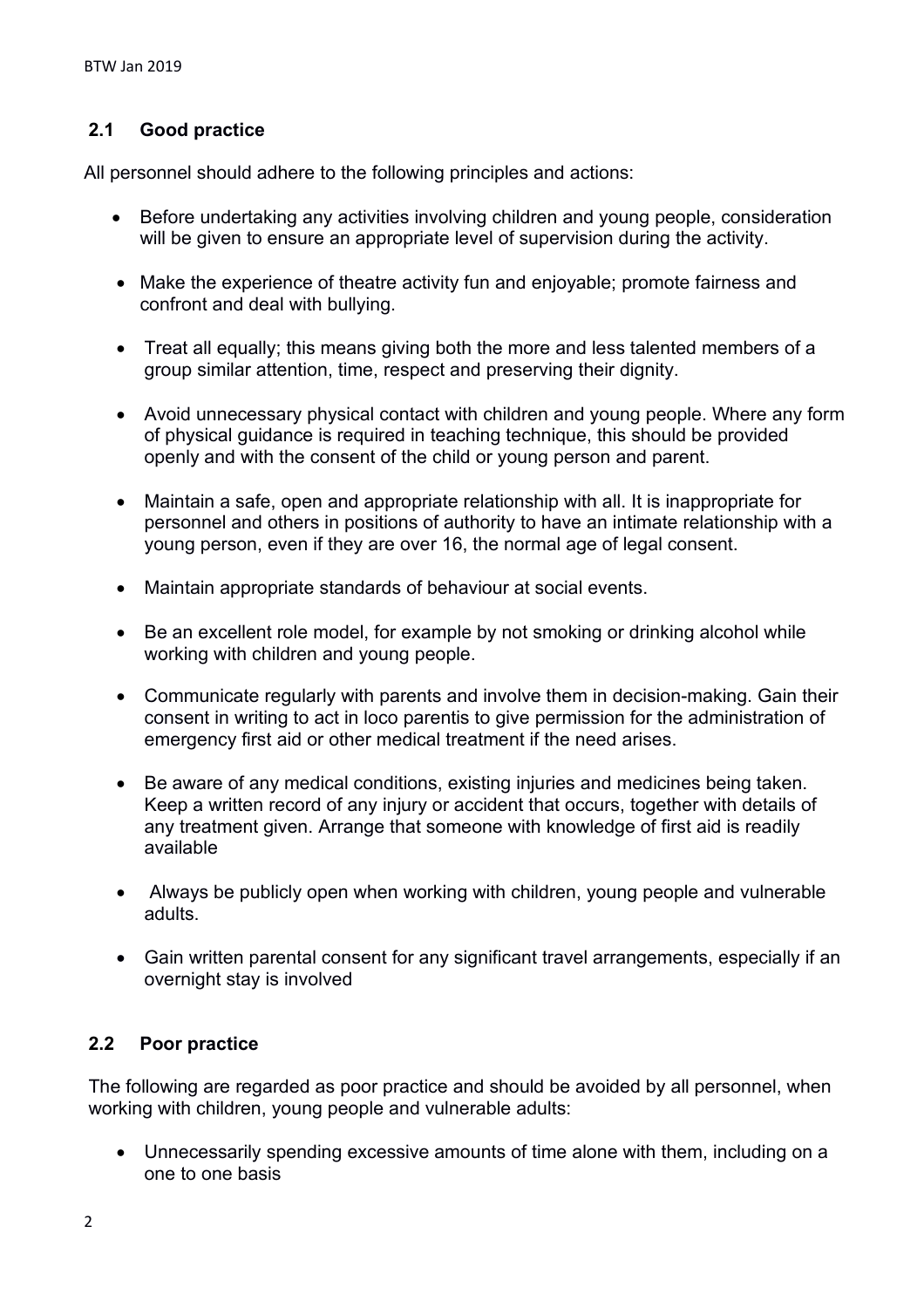### 2.1 Good practice

All personnel should adhere to the following principles and actions:

- Before undertaking any activities involving children and young people, consideration will be given to ensure an appropriate level of supervision during the activity.
- Make the experience of theatre activity fun and enjoyable; promote fairness and confront and deal with bullying.
- Treat all equally; this means giving both the more and less talented members of a group similar attention, time, respect and preserving their dignity.
- Avoid unnecessary physical contact with children and young people. Where any form of physical guidance is required in teaching technique, this should be provided openly and with the consent of the child or young person and parent.
- Maintain a safe, open and appropriate relationship with all. It is inappropriate for personnel and others in positions of authority to have an intimate relationship with a young person, even if they are over 16, the normal age of legal consent.
- Maintain appropriate standards of behaviour at social events.
- Be an excellent role model, for example by not smoking or drinking alcohol while working with children and young people.
- Communicate regularly with parents and involve them in decision-making. Gain their consent in writing to act in loco parentis to give permission for the administration of emergency first aid or other medical treatment if the need arises.
- Be aware of any medical conditions, existing injuries and medicines being taken. Keep a written record of any injury or accident that occurs, together with details of any treatment given. Arrange that someone with knowledge of first aid is readily available
- Always be publicly open when working with children, young people and vulnerable adults.
- Gain written parental consent for any significant travel arrangements, especially if an overnight stay is involved

### 2.2 Poor practice

The following are regarded as poor practice and should be avoided by all personnel, when working with children, young people and vulnerable adults:

- Unnecessarily spending excessive amounts of time alone with them, including on a one to one basis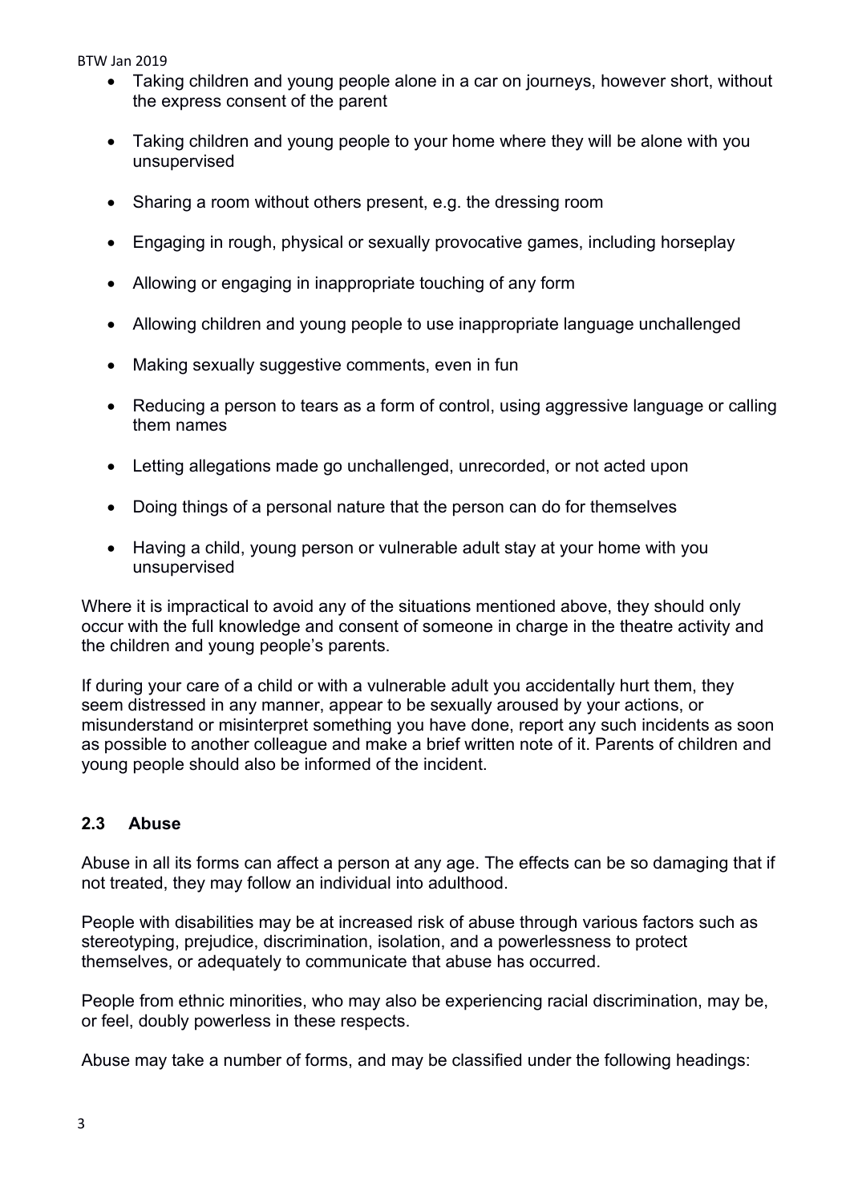- Taking children and young people alone in a car on journeys, however short, without the express consent of the parent
- Taking children and young people to your home where they will be alone with you unsupervised
- Sharing a room without others present, e.g. the dressing room
- Engaging in rough, physical or sexually provocative games, including horseplay
- Allowing or engaging in inappropriate touching of any form
- Allowing children and young people to use inappropriate language unchallenged
- Making sexually suggestive comments, even in fun
- Reducing a person to tears as a form of control, using aggressive language or calling them names
- Letting allegations made go unchallenged, unrecorded, or not acted upon
- Doing things of a personal nature that the person can do for themselves
- Having a child, young person or vulnerable adult stay at your home with you unsupervised

Where it is impractical to avoid any of the situations mentioned above, they should only occur with the full knowledge and consent of someone in charge in the theatre activity and the children and young people's parents.

If during your care of a child or with a vulnerable adult you accidentally hurt them, they seem distressed in any manner, appear to be sexually aroused by your actions, or misunderstand or misinterpret something you have done, report any such incidents as soon as possible to another colleague and make a brief written note of it. Parents of children and young people should also be informed of the incident.

### 2.3 Abuse

Abuse in all its forms can affect a person at any age. The effects can be so damaging that if not treated, they may follow an individual into adulthood.

People with disabilities may be at increased risk of abuse through various factors such as stereotyping, prejudice, discrimination, isolation, and a powerlessness to protect themselves, or adequately to communicate that abuse has occurred.

People from ethnic minorities, who may also be experiencing racial discrimination, may be, or feel, doubly powerless in these respects.

Abuse may take a number of forms, and may be classified under the following headings: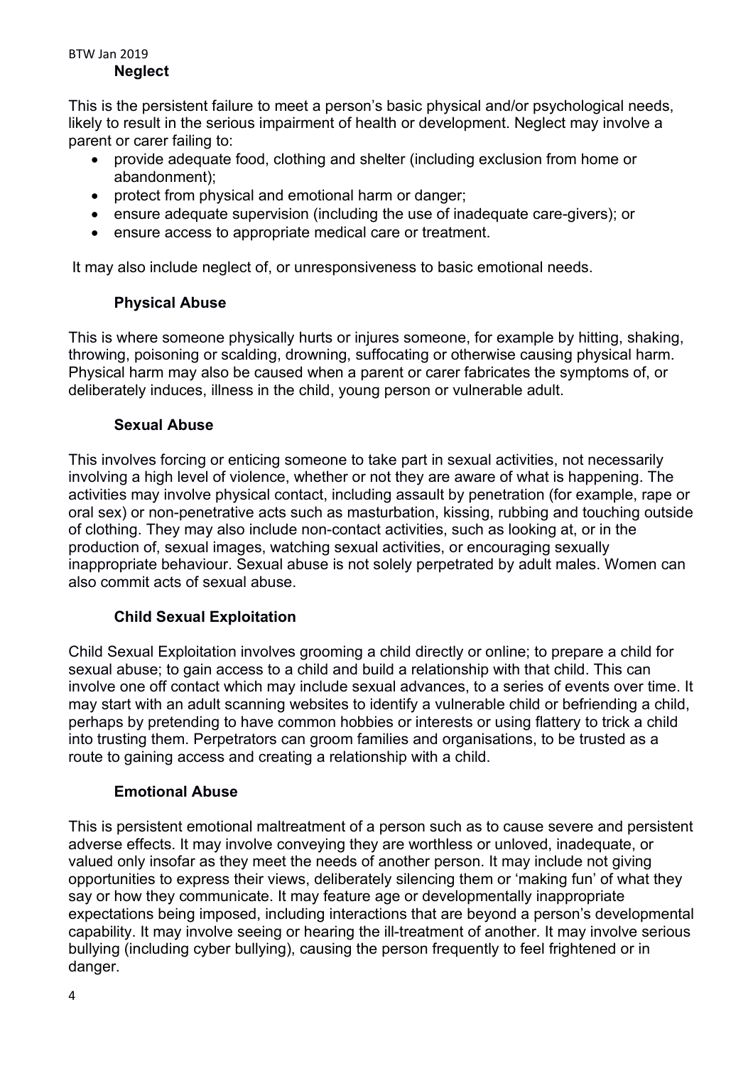### Neglect

This is the persistent failure to meet a person's basic physical and/or psychological needs, likely to result in the serious impairment of health or development. Neglect may involve a parent or carer failing to:

- provide adequate food, clothing and shelter (including exclusion from home or abandonment);
- protect from physical and emotional harm or danger;
- ensure adequate supervision (including the use of inadequate care-givers); or
- ensure access to appropriate medical care or treatment.

It may also include neglect of, or unresponsiveness to basic emotional needs.

### Physical Abuse

This is where someone physically hurts or injures someone, for example by hitting, shaking, throwing, poisoning or scalding, drowning, suffocating or otherwise causing physical harm. Physical harm may also be caused when a parent or carer fabricates the symptoms of, or deliberately induces, illness in the child, young person or vulnerable adult.

### Sexual Abuse

This involves forcing or enticing someone to take part in sexual activities, not necessarily involving a high level of violence, whether or not they are aware of what is happening. The activities may involve physical contact, including assault by penetration (for example, rape or oral sex) or non-penetrative acts such as masturbation, kissing, rubbing and touching outside of clothing. They may also include non-contact activities, such as looking at, or in the production of, sexual images, watching sexual activities, or encouraging sexually inappropriate behaviour. Sexual abuse is not solely perpetrated by adult males. Women can also commit acts of sexual abuse.

### Child Sexual Exploitation

Child Sexual Exploitation involves grooming a child directly or online; to prepare a child for sexual abuse; to gain access to a child and build a relationship with that child. This can involve one off contact which may include sexual advances, to a series of events over time. It may start with an adult scanning websites to identify a vulnerable child or befriending a child, perhaps by pretending to have common hobbies or interests or using flattery to trick a child into trusting them. Perpetrators can groom families and organisations, to be trusted as a route to gaining access and creating a relationship with a child.

### Emotional Abuse

This is persistent emotional maltreatment of a person such as to cause severe and persistent adverse effects. It may involve conveying they are worthless or unloved, inadequate, or valued only insofar as they meet the needs of another person. It may include not giving opportunities to express their views, deliberately silencing them or 'making fun' of what they say or how they communicate. It may feature age or developmentally inappropriate expectations being imposed, including interactions that are beyond a person's developmental capability. It may involve seeing or hearing the ill-treatment of another. It may involve serious bullying (including cyber bullying), causing the person frequently to feel frightened or in danger.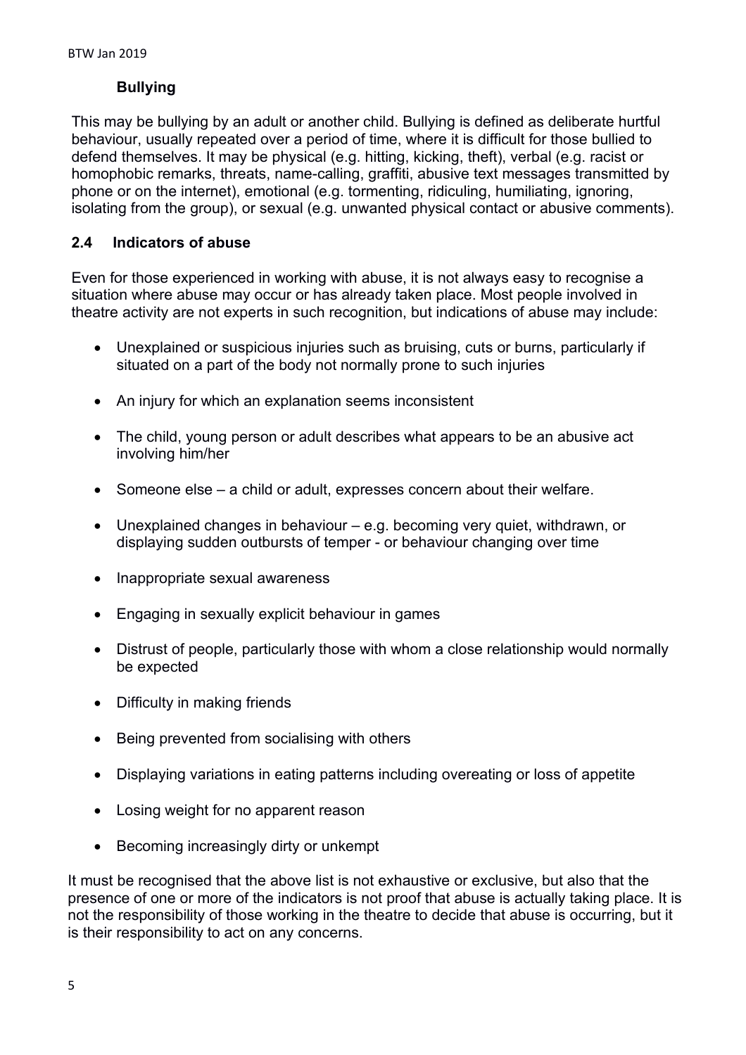**Bullying**

This may be bullying by an adult or another child. Bullying is defined as deliberate hurtful behaviour, usually repeated over a period of time, where it is difficult for those bullied to defend themselves. It may be physical (e.g. hitting, kicking, theft), verbal (e.g. racist or homophobic remarks, threats, name-calling, graffiti, abusive text messages transmitted by phone or on the internet), emotional (e.g. tormenting, ridiculing, humiliating, ignoring, isolating from the group), or sexual (e.g. unwanted physical contact or abusive comments).

## 2.4 Indicators of abuse

Even for those experienced in working with abuse, it is not always easy to recognise a situation where abuse may occur or has already taken place. Most people involved in theatre activity are not experts in such recognition, but indications of abuse may include:

- Unexplained or suspicious injuries such as bruising, cuts or burns, particularly if situated on a part of the body not normally prone to such injuries
- An injury for which an explanation seems inconsistent
- The child, young person or adult describes what appears to be an abusive act involving him/her
- Someone else – a child or adult, expresses concern about their welfare.
- Unexplained changes in behaviour – e.g. becoming very quiet, withdrawn, or displaying sudden outbursts of temper - or behaviour changing over time
- Inappropriate sexual awareness
- Engaging in sexually explicit behaviour in games
- Distrust of people, particularly those with whom a close relationship would normally be expected
- Difficulty in making friends
- Being prevented from socialising with others
- Displaying variations in eating patterns including overeating or loss of appetite
- Losing weight for no apparent reason
- Becoming increasingly dirty or unkempt

It must be recognised that the above list is not exhaustive or exclusive, but also that the presence of one or more of the indicators is not proof that abuse is actually taking place. It is not the responsibility of those working in the theatre to decide that abuse is occurring, but it is their responsibility to act on any concerns.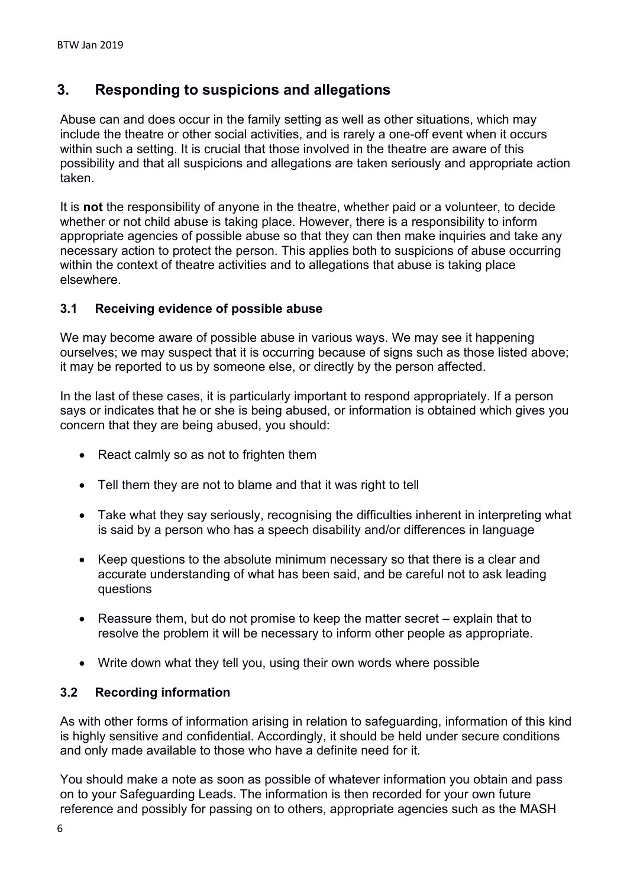## 3. Responding to suspicions and allegations

Abuse can and does occur in the family setting as well as other situations, which may include the theatre or other social activities, and is rarely a one-off event when it occurs within such a setting. It is crucial that those involved in the theatre are aware of this possibility and that all suspicions and allegations are taken seriously and appropriate action taken.

It is **not** the responsibility of anyone in the theatre, whether paid or a volunteer, to decide whether or not child abuse is taking place. However, there is a responsibility to inform appropriate agencies of possible abuse so that they can then make inquiries and take any necessary action to protect the person. This applies both to suspicions of abuse occurring within the context of theatre activities and to allegations that abuse is taking place elsewhere.

### 3.1 Receiving evidence of possible abuse

We may become aware of possible abuse in various ways. We may see it happening ourselves; we may suspect that it is occurring because of signs such as those listed above; it may be reported to us by someone else, or directly by the person affected.

In the last of these cases, it is particularly important to respond appropriately. If a person says or indicates that he or she is being abused, or information is obtained which gives you concern that they are being abused, you should:

- React calmly so as not to frighten them
- Tell them they are not to blame and that it was right to tell
- Take what they say seriously, recognising the difficulties inherent in interpreting what is said by a person who has a speech disability and/or differences in language
- Keep questions to the absolute minimum necessary so that there is a clear and accurate understanding of what has been said, and be careful not to ask leading questions
- Reassure them, but do not promise to keep the matter secret – explain that to resolve the problem it will be necessary to inform other people as appropriate.
- Write down what they tell you, using their own words where possible

### 3.2 Recording information

As with other forms of information arising in relation to safeguarding, information of this kind is highly sensitive and confidential. Accordingly, it should be held under secure conditions and only made available to those who have a definite need for it.

You should make a note as soon as possible of whatever information you obtain and pass on to your Safeguarding Leads. The information is then recorded for your own future reference and possibly for passing on to others, appropriate agencies such as the MASH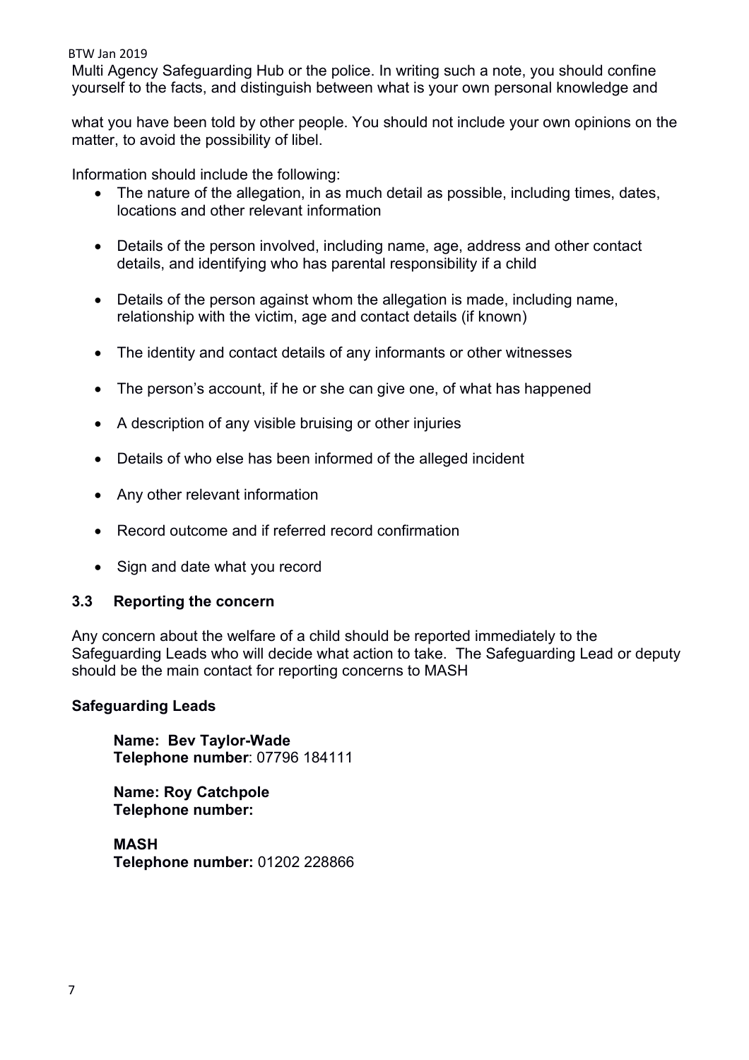Multi Agency Safeguarding Hub or the police. In writing such a note, you should confine yourself to the facts, and distinguish between what is your own personal knowledge and

what you have been told by other people. You should not include your own opinions on the matter, to avoid the possibility of libel.

Information should include the following:

- The nature of the allegation, in as much detail as possible, including times, dates, locations and other relevant information
- Details of the person involved, including name, age, address and other contact details, and identifying who has parental responsibility if a child
- Details of the person against whom the allegation is made, including name, relationship with the victim, age and contact details (if known)
- The identity and contact details of any informants or other witnesses
- The person's account, if he or she can give one, of what has happened
- A description of any visible bruising or other injuries
- Details of who else has been informed of the alleged incident
- Any other relevant information
- Record outcome and if referred record confirmation
- Sign and date what you record

### 3.3 Reporting the concern

Any concern about the welfare of a child should be reported immediately to the Safeguarding Leads who will decide what action to take. The Safeguarding Lead or deputy should be the main contact for reporting concerns to MASH

**Safeguarding Leads**

**Name: Bev Taylor-Wade**
**Telephone number**: 07796 184111

**Name: Roy Catchpole**
**Telephone number:**

**MASH**
**Telephone number:** 01202 228866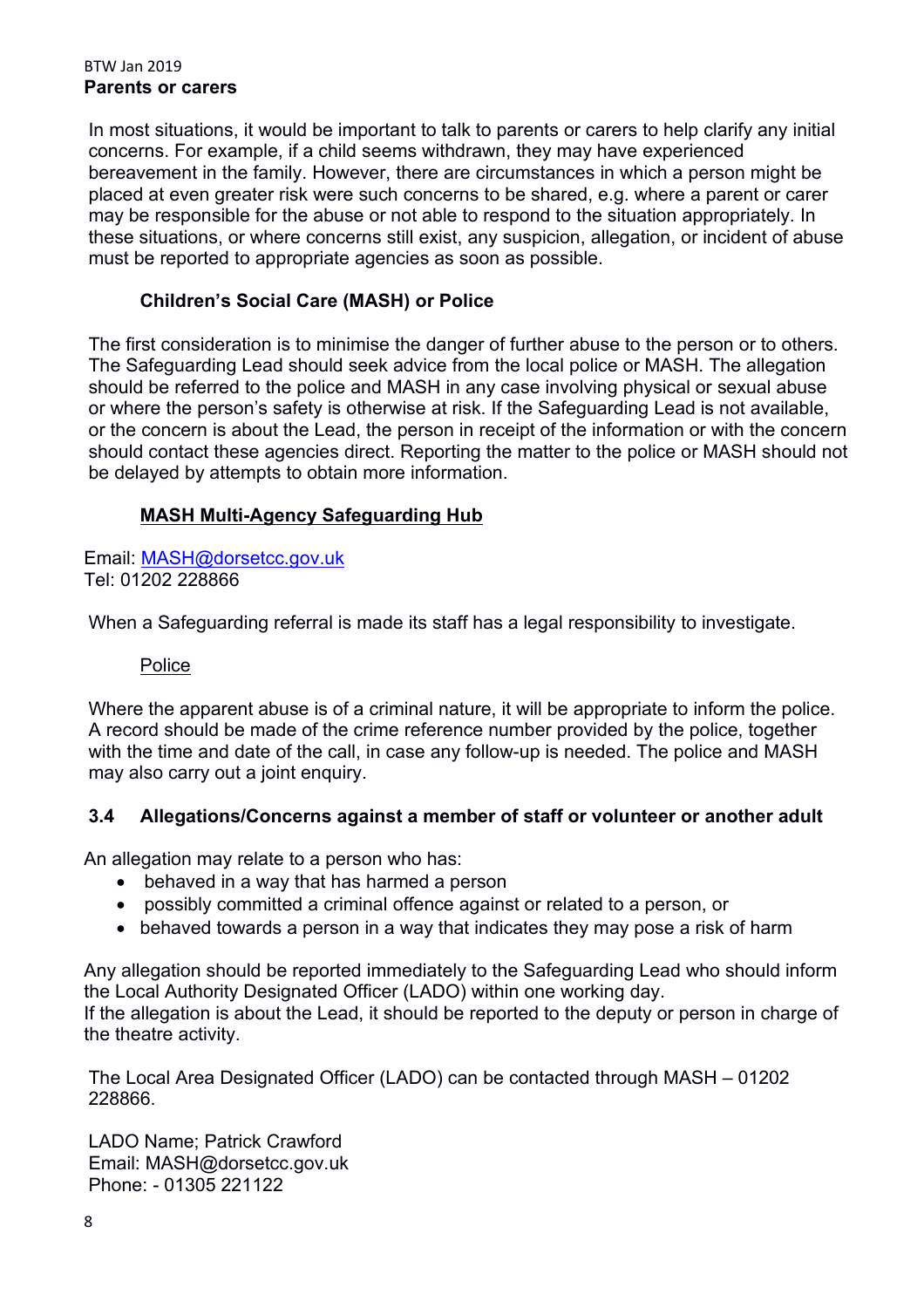**Parents or carers**

In most situations, it would be important to talk to parents or carers to help clarify any initial concerns. For example, if a child seems withdrawn, they may have experienced bereavement in the family. However, there are circumstances in which a person might be placed at even greater risk were such concerns to be shared, e.g. where a parent or carer may be responsible for the abuse or not able to respond to the situation appropriately. In these situations, or where concerns still exist, any suspicion, allegation, or incident of abuse must be reported to appropriate agencies as soon as possible.

**Children's Social Care (MASH) or Police**

The first consideration is to minimise the danger of further abuse to the person or to others. The Safeguarding Lead should seek advice from the local police or MASH. The allegation should be referred to the police and MASH in any case involving physical or sexual abuse or where the person's safety is otherwise at risk. If the Safeguarding Lead is not available, or the concern is about the Lead, the person in receipt of the information or with the concern should contact these agencies direct. Reporting the matter to the police or MASH should not be delayed by attempts to obtain more information.

**MASH Multi-Agency Safeguarding Hub**

Email: MASH@dorsetcc.gov.uk
Tel: 01202 228866

When a Safeguarding referral is made its staff has a legal responsibility to investigate.

Police

Where the apparent abuse is of a criminal nature, it will be appropriate to inform the police. A record should be made of the crime reference number provided by the police, together with the time and date of the call, in case any follow-up is needed. The police and MASH may also carry out a joint enquiry.

### 3.4 Allegations/Concerns against a member of staff or volunteer or another adult

An allegation may relate to a person who has:

- behaved in a way that has harmed a person
- possibly committed a criminal offence against or related to a person, or
- behaved towards a person in a way that indicates they may pose a risk of harm

Any allegation should be reported immediately to the Safeguarding Lead who should inform the Local Authority Designated Officer (LADO) within one working day.
If the allegation is about the Lead, it should be reported to the deputy or person in charge of the theatre activity.

The Local Area Designated Officer (LADO) can be contacted through MASH – 01202 228866.

LADO Name; Patrick Crawford
Email: MASH@dorsetcc.gov.uk
Phone: - 01305 221122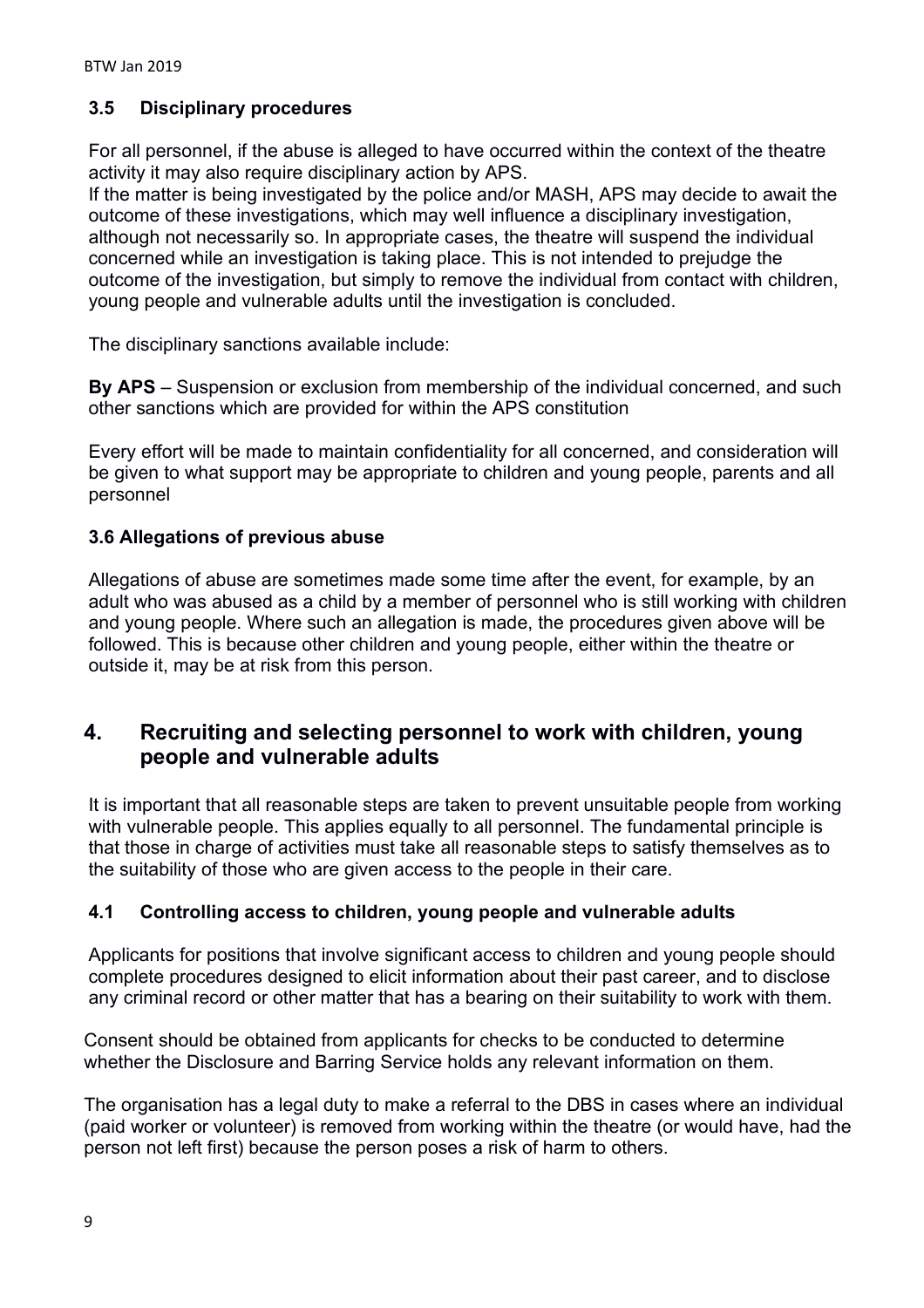### 3.5 Disciplinary procedures

For all personnel, if the abuse is alleged to have occurred within the context of the theatre activity it may also require disciplinary action by APS.
If the matter is being investigated by the police and/or MASH, APS may decide to await the outcome of these investigations, which may well influence a disciplinary investigation, although not necessarily so. In appropriate cases, the theatre will suspend the individual concerned while an investigation is taking place. This is not intended to prejudge the outcome of the investigation, but simply to remove the individual from contact with children, young people and vulnerable adults until the investigation is concluded.

The disciplinary sanctions available include:

**By APS** – Suspension or exclusion from membership of the individual concerned, and such other sanctions which are provided for within the APS constitution

Every effort will be made to maintain confidentiality for all concerned, and consideration will be given to what support may be appropriate to children and young people, parents and all personnel

### 3.6 Allegations of previous abuse

Allegations of abuse are sometimes made some time after the event, for example, by an adult who was abused as a child by a member of personnel who is still working with children and young people. Where such an allegation is made, the procedures given above will be followed. This is because other children and young people, either within the theatre or outside it, may be at risk from this person.

## 4. Recruiting and selecting personnel to work with children, young people and vulnerable adults

It is important that all reasonable steps are taken to prevent unsuitable people from working with vulnerable people. This applies equally to all personnel. The fundamental principle is that those in charge of activities must take all reasonable steps to satisfy themselves as to the suitability of those who are given access to the people in their care.

### 4.1 Controlling access to children, young people and vulnerable adults

Applicants for positions that involve significant access to children and young people should complete procedures designed to elicit information about their past career, and to disclose any criminal record or other matter that has a bearing on their suitability to work with them.

Consent should be obtained from applicants for checks to be conducted to determine whether the Disclosure and Barring Service holds any relevant information on them.

The organisation has a legal duty to make a referral to the DBS in cases where an individual (paid worker or volunteer) is removed from working within the theatre (or would have, had the person not left first) because the person poses a risk of harm to others.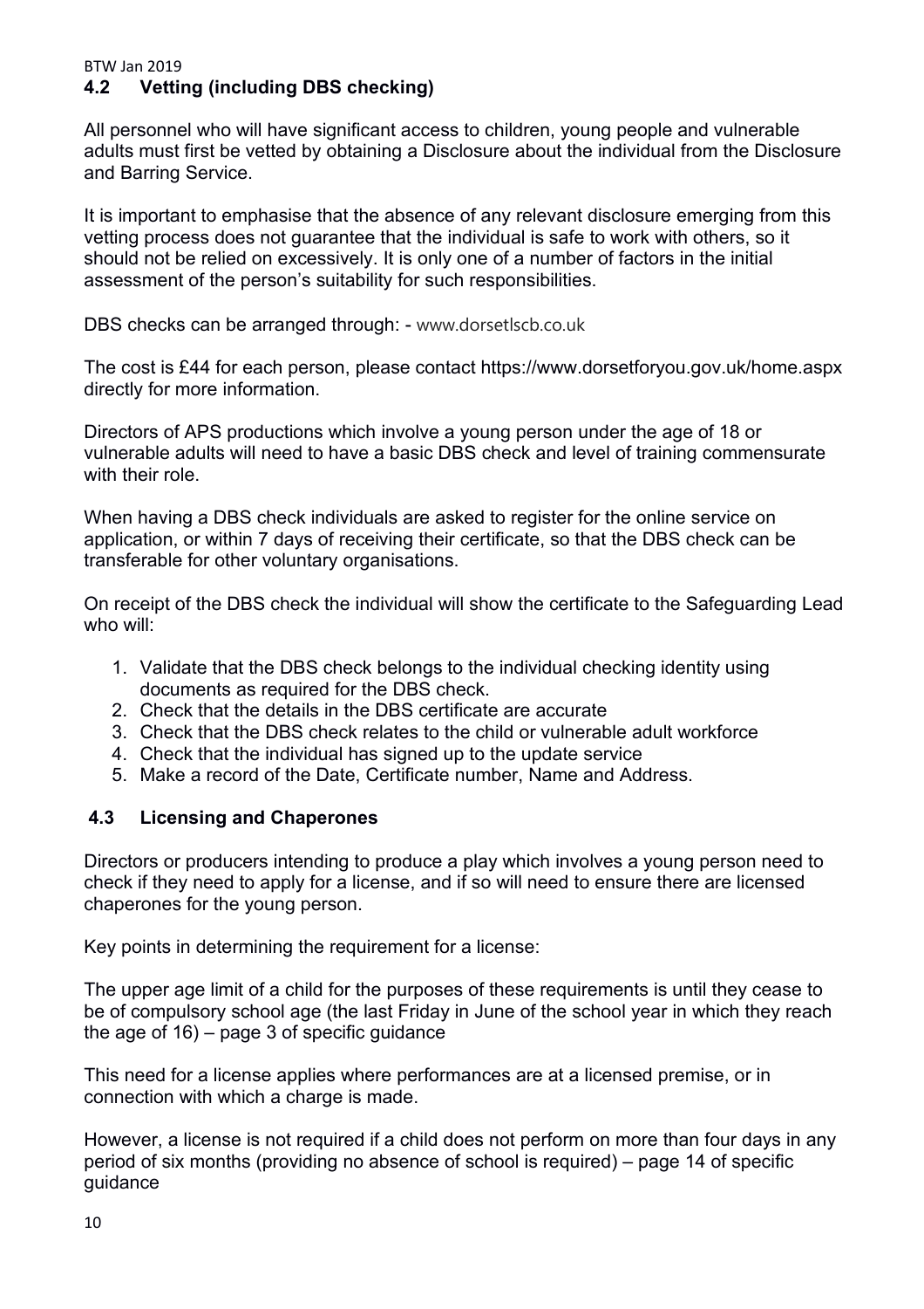## 4.2 Vetting (including DBS checking)

All personnel who will have significant access to children, young people and vulnerable adults must first be vetted by obtaining a Disclosure about the individual from the Disclosure and Barring Service.

It is important to emphasise that the absence of any relevant disclosure emerging from this vetting process does not guarantee that the individual is safe to work with others, so it should not be relied on excessively. It is only one of a number of factors in the initial assessment of the person's suitability for such responsibilities.

DBS checks can be arranged through: - www.dorsetlscb.co.uk

The cost is £44 for each person, please contact https://www.dorsetforyou.gov.uk/home.aspx directly for more information.

Directors of APS productions which involve a young person under the age of 18 or vulnerable adults will need to have a basic DBS check and level of training commensurate with their role.

When having a DBS check individuals are asked to register for the online service on application, or within 7 days of receiving their certificate, so that the DBS check can be transferable for other voluntary organisations.

On receipt of the DBS check the individual will show the certificate to the Safeguarding Lead who will:

1. Validate that the DBS check belongs to the individual checking identity using documents as required for the DBS check.
2. Check that the details in the DBS certificate are accurate
3. Check that the DBS check relates to the child or vulnerable adult workforce
4. Check that the individual has signed up to the update service
5. Make a record of the Date, Certificate number, Name and Address.

## 4.3 Licensing and Chaperones

Directors or producers intending to produce a play which involves a young person need to check if they need to apply for a license, and if so will need to ensure there are licensed chaperones for the young person.

Key points in determining the requirement for a license:

The upper age limit of a child for the purposes of these requirements is until they cease to be of compulsory school age (the last Friday in June of the school year in which they reach the age of 16) – page 3 of specific guidance

This need for a license applies where performances are at a licensed premise, or in connection with which a charge is made.

However, a license is not required if a child does not perform on more than four days in any period of six months (providing no absence of school is required) – page 14 of specific guidance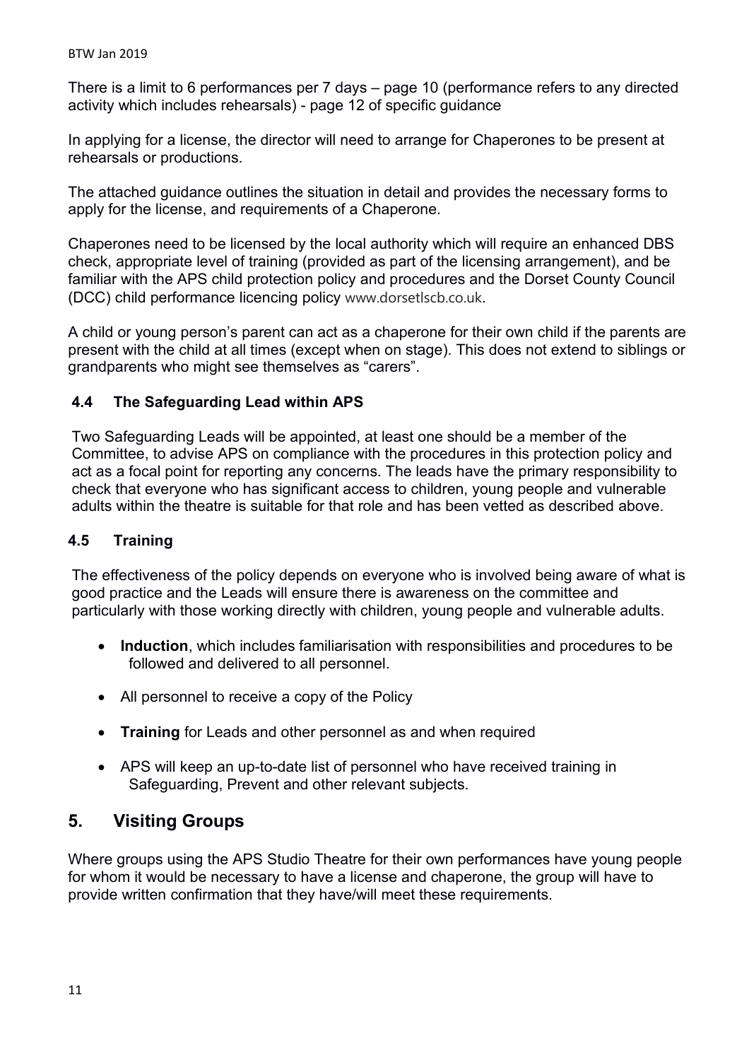There is a limit to 6 performances per 7 days – page 10 (performance refers to any directed activity which includes rehearsals) - page 12 of specific guidance

In applying for a license, the director will need to arrange for Chaperones to be present at rehearsals or productions.

The attached guidance outlines the situation in detail and provides the necessary forms to apply for the license, and requirements of a Chaperone.

Chaperones need to be licensed by the local authority which will require an enhanced DBS check, appropriate level of training (provided as part of the licensing arrangement), and be familiar with the APS child protection policy and procedures and the Dorset County Council (DCC) child performance licencing policy www.dorsetlscb.co.uk.

A child or young person's parent can act as a chaperone for their own child if the parents are present with the child at all times (except when on stage). This does not extend to siblings or grandparents who might see themselves as "carers".

### 4.4 The Safeguarding Lead within APS

Two Safeguarding Leads will be appointed, at least one should be a member of the Committee, to advise APS on compliance with the procedures in this protection policy and act as a focal point for reporting any concerns. The leads have the primary responsibility to check that everyone who has significant access to children, young people and vulnerable adults within the theatre is suitable for that role and has been vetted as described above.

### 4.5 Training

The effectiveness of the policy depends on everyone who is involved being aware of what is good practice and the Leads will ensure there is awareness on the committee and particularly with those working directly with children, young people and vulnerable adults.

- **Induction**, which includes familiarisation with responsibilities and procedures to be followed and delivered to all personnel.
- All personnel to receive a copy of the Policy
- **Training** for Leads and other personnel as and when required
- APS will keep an up-to-date list of personnel who have received training in Safeguarding, Prevent and other relevant subjects.

## 5. Visiting Groups

Where groups using the APS Studio Theatre for their own performances have young people for whom it would be necessary to have a license and chaperone, the group will have to provide written confirmation that they have/will meet these requirements.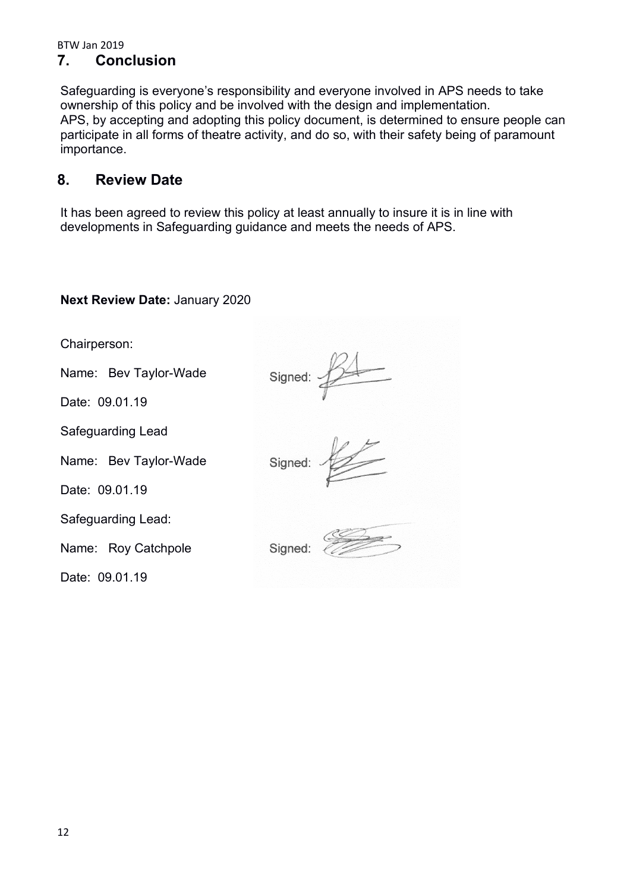## 7. Conclusion

Safeguarding is everyone's responsibility and everyone involved in APS needs to take ownership of this policy and be involved with the design and implementation.
APS, by accepting and adopting this policy document, is determined to ensure people can participate in all forms of theatre activity, and do so, with their safety being of paramount importance.

## 8. Review Date

It has been agreed to review this policy at least annually to insure it is in line with developments in Safeguarding guidance and meets the needs of APS.

**Next Review Date:** January 2020

Chairperson:

Name: Bev Taylor-Wade

Signed:

Date: 09.01.19

Safeguarding Lead

Name: Bev Taylor-Wade

Signed:

Date: 09.01.19

Safeguarding Lead:

Name: Roy Catchpole

Signed:

Date: 09.01.19